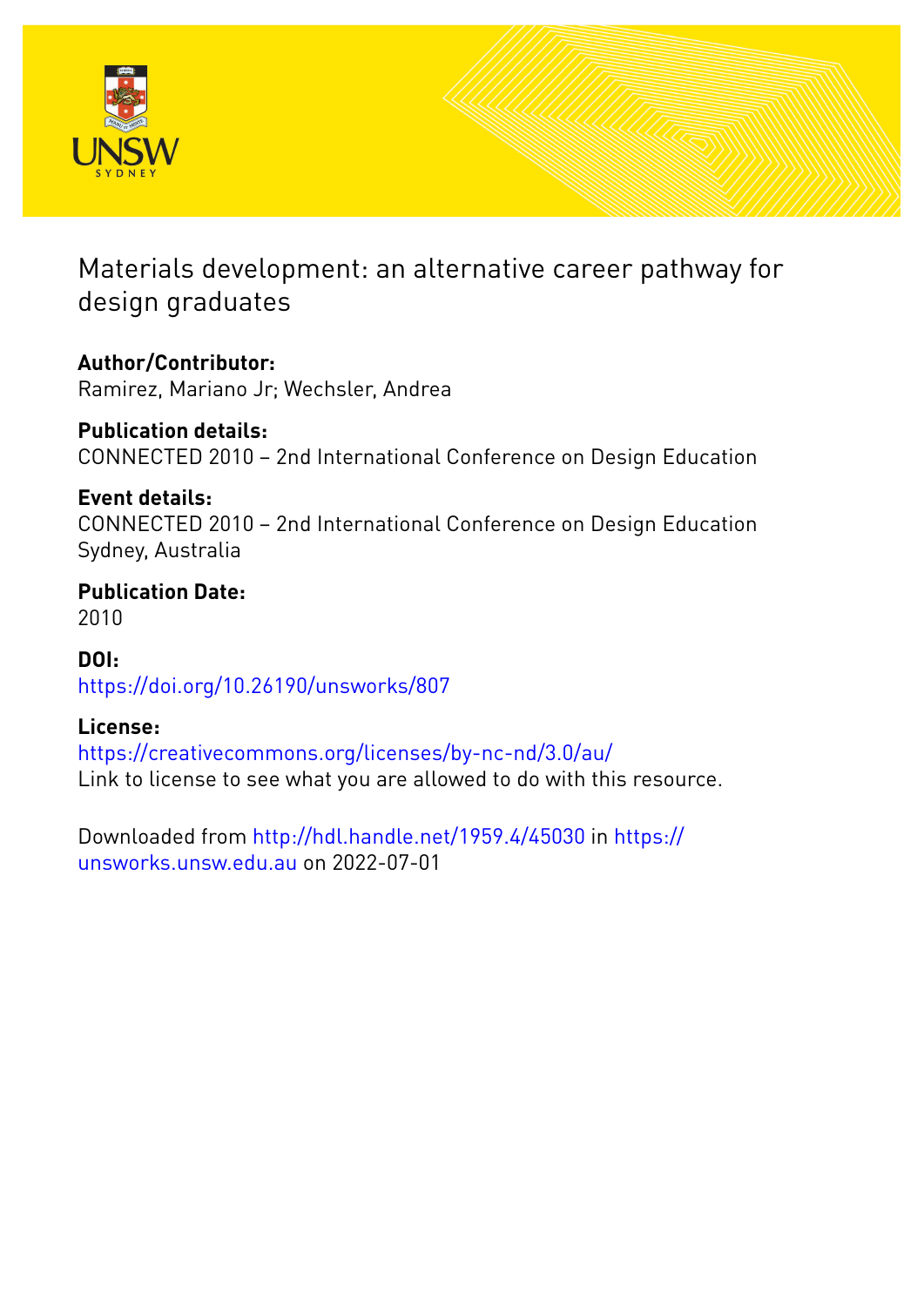# Materials development: an alternative career pathway for design graduates

**Author/Contributor:**
Ramirez, Mariano Jr; Wechsler, Andrea

**Publication details:**
CONNECTED 2010 – 2nd International Conference on Design Education

**Event details:**
CONNECTED 2010 – 2nd International Conference on Design Education
Sydney, Australia

**Publication Date:**
2010

**DOI:**
https://doi.org/10.26190/unsworks/807

**License:**
https://creativecommons.org/licenses/by-nc-nd/3.0/au/
Link to license to see what you are allowed to do with this resource.

Downloaded from http://hdl.handle.net/1959.4/45030 in https://unsworks.unsw.edu.au on 2022-07-01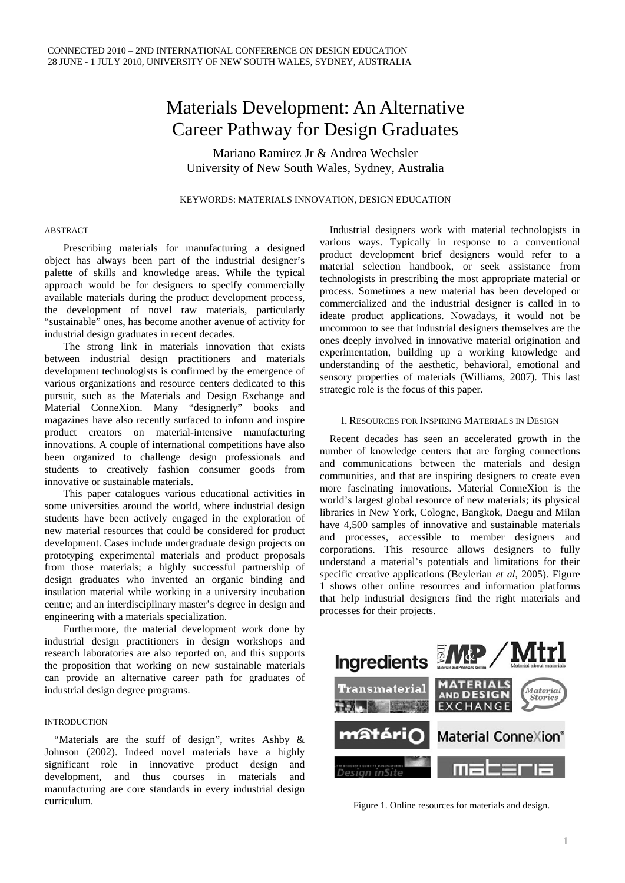# Materials Development: An Alternative Career Pathway for Design Graduates

Mariano Ramirez Jr & Andrea Wechsler
University of New South Wales, Sydney, Australia

KEYWORDS: MATERIALS INNOVATION, DESIGN EDUCATION

## ABSTRACT

Prescribing materials for manufacturing a designed object has always been part of the industrial designer's palette of skills and knowledge areas. While the typical approach would be for designers to specify commercially available materials during the product development process, the development of novel raw materials, particularly "sustainable" ones, has become another avenue of activity for industrial design graduates in recent decades.

The strong link in materials innovation that exists between industrial design practitioners and materials development technologists is confirmed by the emergence of various organizations and resource centers dedicated to this pursuit, such as the Materials and Design Exchange and Material ConneXion. Many "designerly" books and magazines have also recently surfaced to inform and inspire product creators on material-intensive manufacturing innovations. A couple of international competitions have also been organized to challenge design professionals and students to creatively fashion consumer goods from innovative or sustainable materials.

This paper catalogues various educational activities in some universities around the world, where industrial design students have been actively engaged in the exploration of new material resources that could be considered for product development. Cases include undergraduate design projects on prototyping experimental materials and product proposals from those materials; a highly successful partnership of design graduates who invented an organic binding and insulation material while working in a university incubation centre; and an interdisciplinary master's degree in design and engineering with a materials specialization.

Furthermore, the material development work done by industrial design practitioners in design workshops and research laboratories are also reported on, and this supports the proposition that working on new sustainable materials can provide an alternative career path for graduates of industrial design degree programs.

## INTRODUCTION

"Materials are the stuff of design", writes Ashby & Johnson (2002). Indeed novel materials have a highly significant role in innovative product design and development, and thus courses in materials and manufacturing are core standards in every industrial design curriculum.

Industrial designers work with material technologists in various ways. Typically in response to a conventional product development brief designers would refer to a material selection handbook, or seek assistance from technologists in prescribing the most appropriate material or process. Sometimes a new material has been developed or commercialized and the industrial designer is called in to ideate product applications. Nowadays, it would not be uncommon to see that industrial designers themselves are the ones deeply involved in innovative material origination and experimentation, building up a working knowledge and understanding of the aesthetic, behavioral, emotional and sensory properties of materials (Williams, 2007). This last strategic role is the focus of this paper.

## I. Resources for Inspiring Materials in Design

Recent decades has seen an accelerated growth in the number of knowledge centers that are forging connections and communications between the materials and design communities, and that are inspiring designers to create even more fascinating innovations. Material ConneXion is the world's largest global resource of new materials; its physical libraries in New York, Cologne, Bangkok, Daegu and Milan have 4,500 samples of innovative and sustainable materials and processes, accessible to member designers and corporations. This resource allows designers to fully understand a material's potentials and limitations for their specific creative applications (Beylerian *et al*, 2005). Figure 1 shows other online resources and information platforms that help industrial designers find the right materials and processes for their projects.

Ingredients
IDSA M&P Materials and Processes Section
Mtrl Material about materials
Transmaterial
MATERIALS AND DESIGN EXCHANGE
Material Stories
matériO
Material ConneXion®
Design inSite
materia

Figure 1. Online resources for materials and design.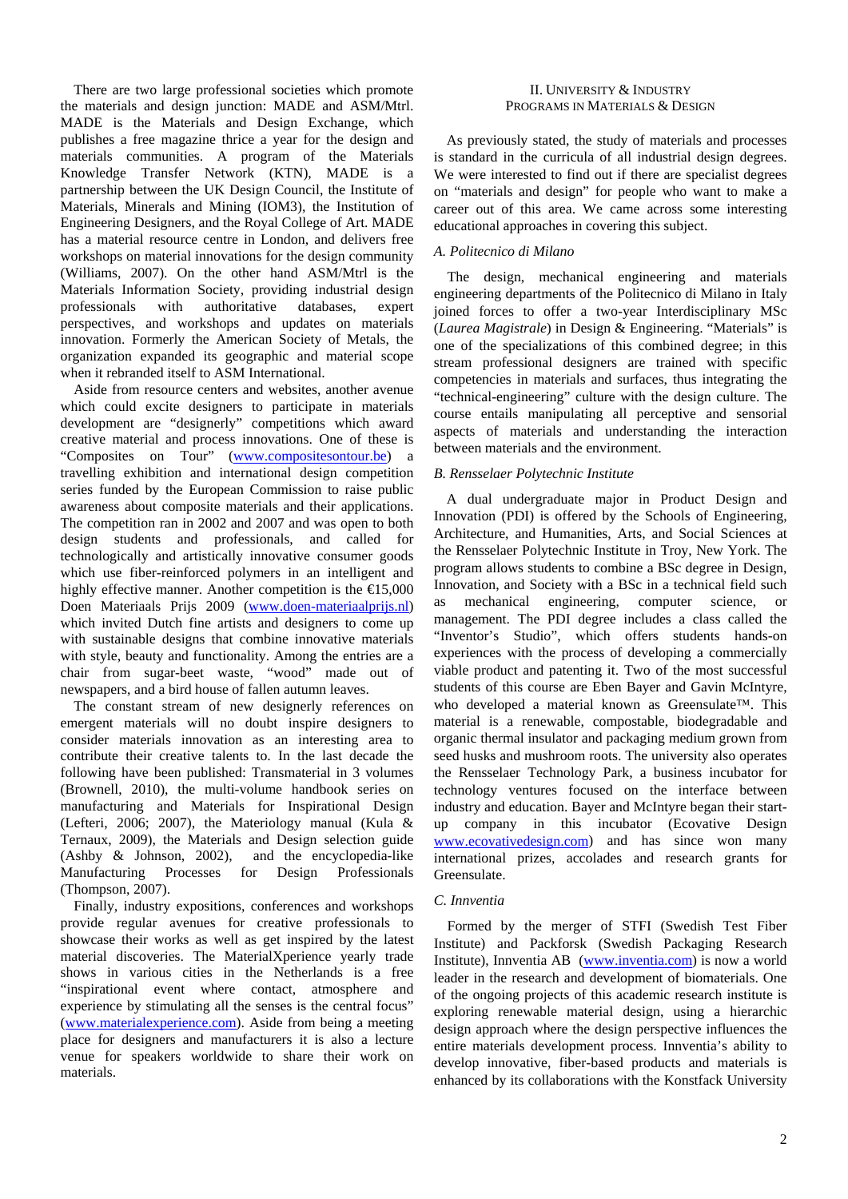There are two large professional societies which promote the materials and design junction: MADE and ASM/Mtrl. MADE is the Materials and Design Exchange, which publishes a free magazine thrice a year for the design and materials communities. A program of the Materials Knowledge Transfer Network (KTN), MADE is a partnership between the UK Design Council, the Institute of Materials, Minerals and Mining (IOM3), the Institution of Engineering Designers, and the Royal College of Art. MADE has a material resource centre in London, and delivers free workshops on material innovations for the design community (Williams, 2007). On the other hand ASM/Mtrl is the Materials Information Society, providing industrial design professionals with authoritative databases, expert perspectives, and workshops and updates on materials innovation. Formerly the American Society of Metals, the organization expanded its geographic and material scope when it rebranded itself to ASM International.

Aside from resource centers and websites, another avenue which could excite designers to participate in materials development are "designerly" competitions which award creative material and process innovations. One of these is "Composites on Tour" (www.compositesontour.be) a travelling exhibition and international design competition series funded by the European Commission to raise public awareness about composite materials and their applications. The competition ran in 2002 and 2007 and was open to both design students and professionals, and called for technologically and artistically innovative consumer goods which use fiber-reinforced polymers in an intelligent and highly effective manner. Another competition is the €15,000 Doen Materiaals Prijs 2009 (www.doen-materiaalprijs.nl) which invited Dutch fine artists and designers to come up with sustainable designs that combine innovative materials with style, beauty and functionality. Among the entries are a chair from sugar-beet waste, "wood" made out of newspapers, and a bird house of fallen autumn leaves.

The constant stream of new designerly references on emergent materials will no doubt inspire designers to consider materials innovation as an interesting area to contribute their creative talents to. In the last decade the following have been published: Transmaterial in 3 volumes (Brownell, 2010), the multi-volume handbook series on manufacturing and Materials for Inspirational Design (Lefteri, 2006; 2007), the Materiology manual (Kula & Ternaux, 2009), the Materials and Design selection guide (Ashby & Johnson, 2002), and the encyclopedia-like Manufacturing Processes for Design Professionals (Thompson, 2007).

Finally, industry expositions, conferences and workshops provide regular avenues for creative professionals to showcase their works as well as get inspired by the latest material discoveries. The MaterialXperience yearly trade shows in various cities in the Netherlands is a free "inspirational event where contact, atmosphere and experience by stimulating all the senses is the central focus" (www.materialexperience.com). Aside from being a meeting place for designers and manufacturers it is also a lecture venue for speakers worldwide to share their work on materials.

## II. University & Industry Programs in Materials & Design

As previously stated, the study of materials and processes is standard in the curricula of all industrial design degrees. We were interested to find out if there are specialist degrees on "materials and design" for people who want to make a career out of this area. We came across some interesting educational approaches in covering this subject.

### A. Politecnico di Milano

The design, mechanical engineering and materials engineering departments of the Politecnico di Milano in Italy joined forces to offer a two-year Interdisciplinary MSc (*Laurea Magistrale*) in Design & Engineering. "Materials" is one of the specializations of this combined degree; in this stream professional designers are trained with specific competencies in materials and surfaces, thus integrating the "technical-engineering" culture with the design culture. The course entails manipulating all perceptive and sensorial aspects of materials and understanding the interaction between materials and the environment.

### B. Rensselaer Polytechnic Institute

A dual undergraduate major in Product Design and Innovation (PDI) is offered by the Schools of Engineering, Architecture, and Humanities, Arts, and Social Sciences at the Rensselaer Polytechnic Institute in Troy, New York. The program allows students to combine a BSc degree in Design, Innovation, and Society with a BSc in a technical field such as mechanical engineering, computer science, or management. The PDI degree includes a class called the "Inventor's Studio", which offers students hands-on experiences with the process of developing a commercially viable product and patenting it. Two of the most successful students of this course are Eben Bayer and Gavin McIntyre, who developed a material known as Greensulate™. This material is a renewable, compostable, biodegradable and organic thermal insulator and packaging medium grown from seed husks and mushroom roots. The university also operates the Rensselaer Technology Park, a business incubator for technology ventures focused on the interface between industry and education. Bayer and McIntyre began their start-up company in this incubator (Ecovative Design www.ecovativedesign.com) and has since won many international prizes, accolades and research grants for Greensulate.

### C. Innventia

Formed by the merger of STFI (Swedish Test Fiber Institute) and Packforsk (Swedish Packaging Research Institute), Innventia AB (www.inventia.com) is now a world leader in the research and development of biomaterials. One of the ongoing projects of this academic research institute is exploring renewable material design, using a hierarchic design approach where the design perspective influences the entire materials development process. Innventia's ability to develop innovative, fiber-based products and materials is enhanced by its collaborations with the Konstfack University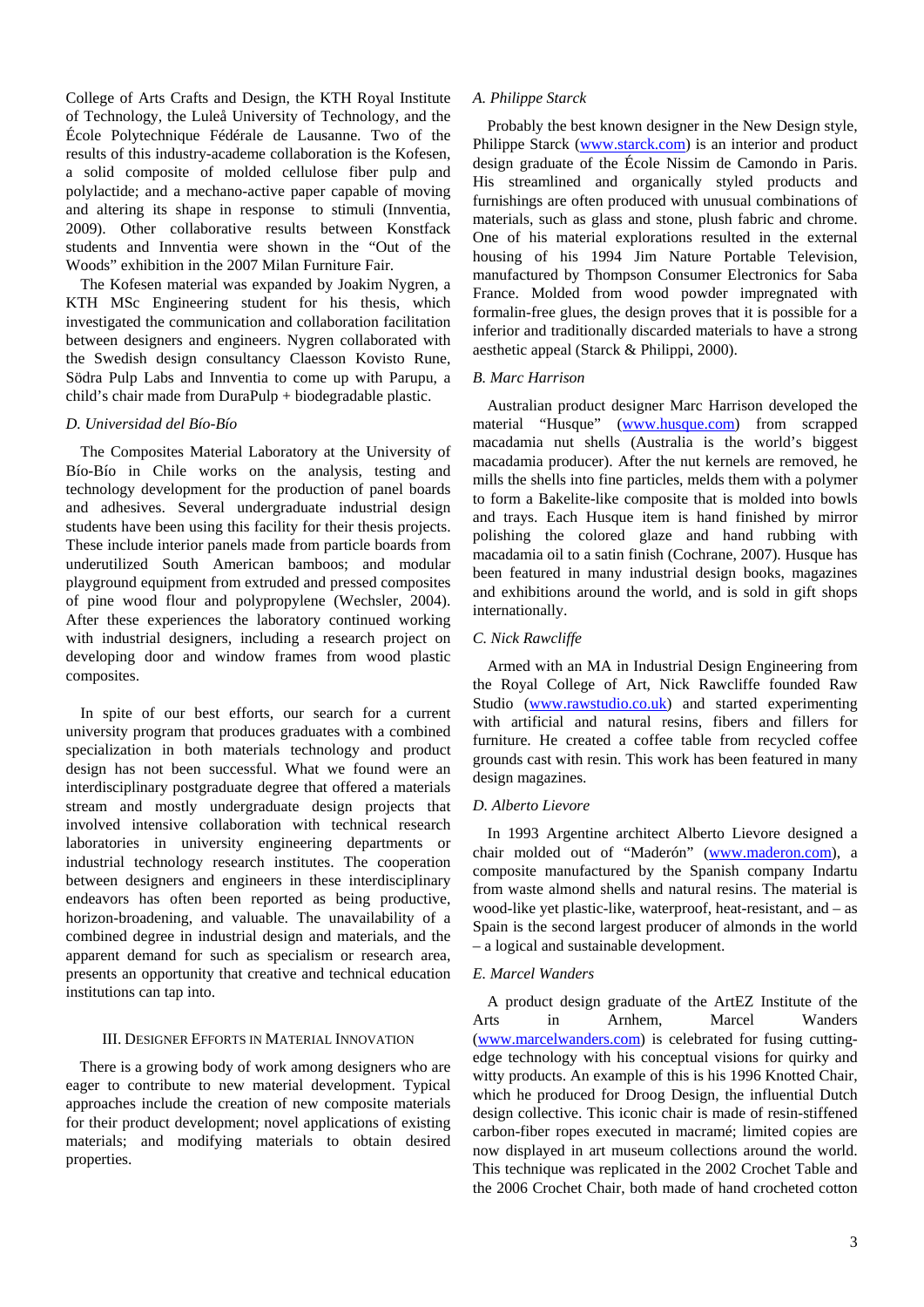College of Arts Crafts and Design, the KTH Royal Institute of Technology, the Luleå University of Technology, and the École Polytechnique Fédérale de Lausanne. Two of the results of this industry-academe collaboration is the Kofesen, a solid composite of molded cellulose fiber pulp and polylactide; and a mechano-active paper capable of moving and altering its shape in response to stimuli (Innventia, 2009). Other collaborative results between Konstfack students and Innventia were shown in the "Out of the Woods" exhibition in the 2007 Milan Furniture Fair.

The Kofesen material was expanded by Joakim Nygren, a KTH MSc Engineering student for his thesis, which investigated the communication and collaboration facilitation between designers and engineers. Nygren collaborated with the Swedish design consultancy Claesson Kovisto Rune, Södra Pulp Labs and Innventia to come up with Parupu, a child's chair made from DuraPulp + biodegradable plastic.

### *D. Universidad del Bío-Bío*

The Composites Material Laboratory at the University of Bío-Bío in Chile works on the analysis, testing and technology development for the production of panel boards and adhesives. Several undergraduate industrial design students have been using this facility for their thesis projects. These include interior panels made from particle boards from underutilized South American bamboos; and modular playground equipment from extruded and pressed composites of pine wood flour and polypropylene (Wechsler, 2004). After these experiences the laboratory continued working with industrial designers, including a research project on developing door and window frames from wood plastic composites.

In spite of our best efforts, our search for a current university program that produces graduates with a combined specialization in both materials technology and product design has not been successful. What we found were an interdisciplinary postgraduate degree that offered a materials stream and mostly undergraduate design projects that involved intensive collaboration with technical research laboratories in university engineering departments or industrial technology research institutes. The cooperation between designers and engineers in these interdisciplinary endeavors has often been reported as being productive, horizon-broadening, and valuable. The unavailability of a combined degree in industrial design and materials, and the apparent demand for such as specialism or research area, presents an opportunity that creative and technical education institutions can tap into.

## III. Designer Efforts in Material Innovation

There is a growing body of work among designers who are eager to contribute to new material development. Typical approaches include the creation of new composite materials for their product development; novel applications of existing materials; and modifying materials to obtain desired properties.

### *A. Philippe Starck*

Probably the best known designer in the New Design style, Philippe Starck (www.starck.com) is an interior and product design graduate of the École Nissim de Camondo in Paris. His streamlined and organically styled products and furnishings are often produced with unusual combinations of materials, such as glass and stone, plush fabric and chrome. One of his material explorations resulted in the external housing of his 1994 Jim Nature Portable Television, manufactured by Thompson Consumer Electronics for Saba France. Molded from wood powder impregnated with formalin-free glues, the design proves that it is possible for a inferior and traditionally discarded materials to have a strong aesthetic appeal (Starck & Philippi, 2000).

### *B. Marc Harrison*

Australian product designer Marc Harrison developed the material "Husque" (www.husque.com) from scrapped macadamia nut shells (Australia is the world's biggest macadamia producer). After the nut kernels are removed, he mills the shells into fine particles, melds them with a polymer to form a Bakelite-like composite that is molded into bowls and trays. Each Husque item is hand finished by mirror polishing the colored glaze and hand rubbing with macadamia oil to a satin finish (Cochrane, 2007). Husque has been featured in many industrial design books, magazines and exhibitions around the world, and is sold in gift shops internationally.

### *C. Nick Rawcliffe*

Armed with an MA in Industrial Design Engineering from the Royal College of Art, Nick Rawcliffe founded Raw Studio (www.rawstudio.co.uk) and started experimenting with artificial and natural resins, fibers and fillers for furniture. He created a coffee table from recycled coffee grounds cast with resin. This work has been featured in many design magazines.

### *D. Alberto Lievore*

In 1993 Argentine architect Alberto Lievore designed a chair molded out of "Maderón" (www.maderon.com), a composite manufactured by the Spanish company Indartu from waste almond shells and natural resins. The material is wood-like yet plastic-like, waterproof, heat-resistant, and – as Spain is the second largest producer of almonds in the world – a logical and sustainable development.

### *E. Marcel Wanders*

A product design graduate of the ArtEZ Institute of the Arts in Arnhem, Marcel Wanders (www.marcelwanders.com) is celebrated for fusing cutting-edge technology with his conceptual visions for quirky and witty products. An example of this is his 1996 Knotted Chair, which he produced for Droog Design, the influential Dutch design collective. This iconic chair is made of resin-stiffened carbon-fiber ropes executed in macramé; limited copies are now displayed in art museum collections around the world. This technique was replicated in the 2002 Crochet Table and the 2006 Crochet Chair, both made of hand crocheted cotton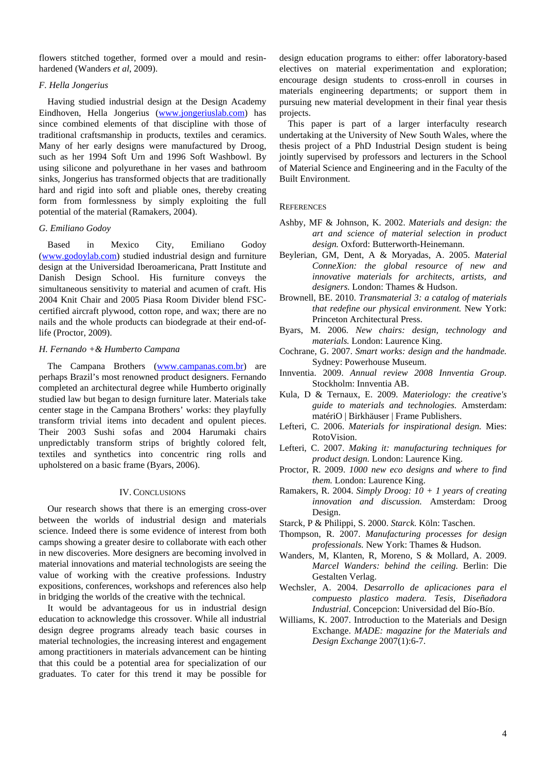flowers stitched together, formed over a mould and resin-hardened (Wanders *et al*, 2009).

### *F. Hella Jongerius*

Having studied industrial design at the Design Academy Eindhoven, Hella Jongerius (www.jongeriuslab.com) has since combined elements of that discipline with those of traditional craftsmanship in products, textiles and ceramics. Many of her early designs were manufactured by Droog, such as her 1994 Soft Urn and 1996 Soft Washbowl. By using silicone and polyurethane in her vases and bathroom sinks, Jongerius has transformed objects that are traditionally hard and rigid into soft and pliable ones, thereby creating form from formlessness by simply exploiting the full potential of the material (Ramakers, 2004).

### *G. Emiliano Godoy*

Based in Mexico City, Emiliano Godoy (www.godoylab.com) studied industrial design and furniture design at the Universidad Iberoamericana, Pratt Institute and Danish Design School. His furniture conveys the simultaneous sensitivity to material and acumen of craft. His 2004 Knit Chair and 2005 Piasa Room Divider blend FSC-certified aircraft plywood, cotton rope, and wax; there are no nails and the whole products can biodegrade at their end-of-life (Proctor, 2009).

### *H. Fernando +& Humberto Campana*

The Campana Brothers (www.campanas.com.br) are perhaps Brazil's most renowned product designers. Fernando completed an architectural degree while Humberto originally studied law but began to design furniture later. Materials take center stage in the Campana Brothers' works: they playfully transform trivial items into decadent and opulent pieces. Their 2003 Sushi sofas and 2004 Harumaki chairs unpredictably transform strips of brightly colored felt, textiles and synthetics into concentric ring rolls and upholstered on a basic frame (Byars, 2006).

## IV. Conclusions

Our research shows that there is an emerging cross-over between the worlds of industrial design and materials science. Indeed there is some evidence of interest from both camps showing a greater desire to collaborate with each other in new discoveries. More designers are becoming involved in material innovations and material technologists are seeing the value of working with the creative professions. Industry expositions, conferences, workshops and references also help in bridging the worlds of the creative with the technical.

It would be advantageous for us in industrial design education to acknowledge this crossover. While all industrial design degree programs already teach basic courses in material technologies, the increasing interest and engagement among practitioners in materials advancement can be hinting that this could be a potential area for specialization of our graduates. To cater for this trend it may be possible for design education programs to either: offer laboratory-based electives on material experimentation and exploration; encourage design students to cross-enroll in courses in materials engineering departments; or support them in pursuing new material development in their final year thesis projects.

This paper is part of a larger interfaculty research undertaking at the University of New South Wales, where the thesis project of a PhD Industrial Design student is being jointly supervised by professors and lecturers in the School of Material Science and Engineering and in the Faculty of the Built Environment.

## References

Ashby, MF & Johnson, K. 2002. *Materials and design: the art and science of material selection in product design.* Oxford: Butterworth-Heinemann.

Beylerian, GM, Dent, A & Moryadas, A. 2005. *Material ConneXion: the global resource of new and innovative materials for architects, artists, and designers.* London: Thames & Hudson.

Brownell, BE. 2010. *Transmaterial 3: a catalog of materials that redefine our physical environment.* New York: Princeton Architectural Press.

Byars, M. 2006. *New chairs: design, technology and materials.* London: Laurence King.

Cochrane, G. 2007. *Smart works: design and the handmade.* Sydney: Powerhouse Museum.

Innventia. 2009. *Annual review 2008 Innventia Group.* Stockholm: Innventia AB.

Kula, D & Ternaux, E. 2009. *Materiology: the creative's guide to materials and technologies.* Amsterdam: matériO | Birkhäuser | Frame Publishers.

Lefteri, C. 2006. *Materials for inspirational design.* Mies: RotoVision.

Lefteri, C. 2007. *Making it: manufacturing techniques for product design.* London: Laurence King.

Proctor, R. 2009. *1000 new eco designs and where to find them.* London: Laurence King.

Ramakers, R. 2004. *Simply Droog: 10 + 1 years of creating innovation and discussion.* Amsterdam: Droog Design.

Starck, P & Philippi, S. 2000. *Starck.* Köln: Taschen.

Thompson, R. 2007. *Manufacturing processes for design professionals.* New York: Thames & Hudson.

Wanders, M, Klanten, R, Moreno, S & Mollard, A. 2009. *Marcel Wanders: behind the ceiling.* Berlin: Die Gestalten Verlag.

Wechsler, A. 2004. *Desarrollo de aplicaciones para el compuesto plastico madera. Tesis, Diseñadora Industrial.* Concepcion: Universidad del Bío-Bío.

Williams, K. 2007. Introduction to the Materials and Design Exchange. *MADE: magazine for the Materials and Design Exchange* 2007(1):6-7.